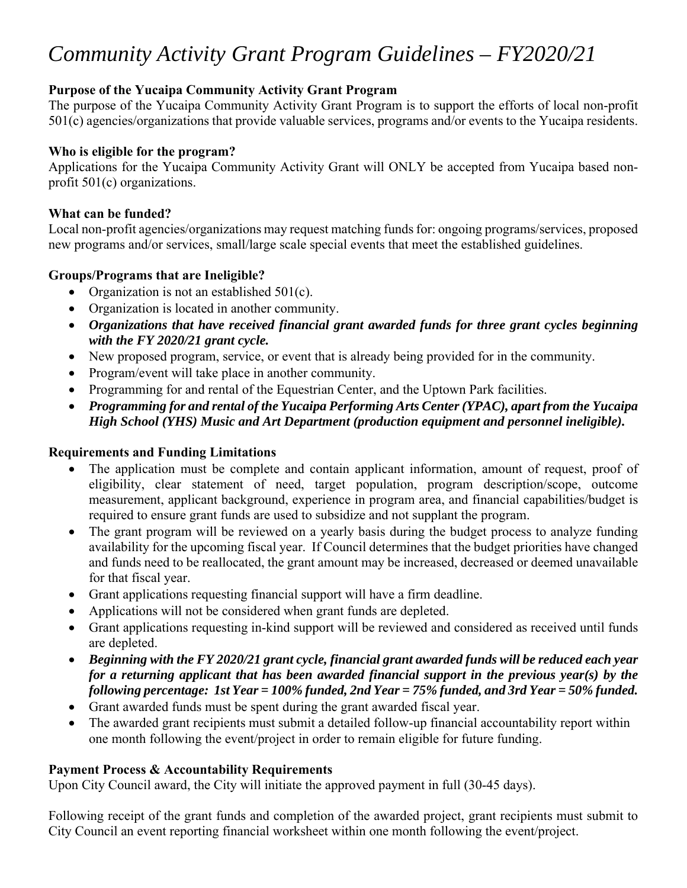# *Community Activity Grant Program Guidelines – FY2020/21*

**Purpose of the Yucaipa Community Activity Grant Program**

The purpose of the Yucaipa Community Activity Grant Program is to support the efforts of local non-profit 501(c) agencies/organizations that provide valuable services, programs and/or events to the Yucaipa residents.

**Who is eligible for the program?**

Applications for the Yucaipa Community Activity Grant will ONLY be accepted from Yucaipa based non-profit 501(c) organizations.

**What can be funded?**

Local non-profit agencies/organizations may request matching funds for: ongoing programs/services, proposed new programs and/or services, small/large scale special events that meet the established guidelines.

**Groups/Programs that are Ineligible?**

- Organization is not an established 501(c).
- Organization is located in another community.
- ***Organizations that have received financial grant awarded funds for three grant cycles beginning with the FY 2020/21 grant cycle.***
- New proposed program, service, or event that is already being provided for in the community.
- Program/event will take place in another community.
- Programming for and rental of the Equestrian Center, and the Uptown Park facilities.
- ***Programming for and rental of the Yucaipa Performing Arts Center (YPAC), apart from the Yucaipa High School (YHS) Music and Art Department (production equipment and personnel ineligible).***

**Requirements and Funding Limitations**

- The application must be complete and contain applicant information, amount of request, proof of eligibility, clear statement of need, target population, program description/scope, outcome measurement, applicant background, experience in program area, and financial capabilities/budget is required to ensure grant funds are used to subsidize and not supplant the program.
- The grant program will be reviewed on a yearly basis during the budget process to analyze funding availability for the upcoming fiscal year. If Council determines that the budget priorities have changed and funds need to be reallocated, the grant amount may be increased, decreased or deemed unavailable for that fiscal year.
- Grant applications requesting financial support will have a firm deadline.
- Applications will not be considered when grant funds are depleted.
- Grant applications requesting in-kind support will be reviewed and considered as received until funds are depleted.
- ***Beginning with the FY 2020/21 grant cycle, financial grant awarded funds will be reduced each year for a returning applicant that has been awarded financial support in the previous year(s) by the following percentage: 1st Year = 100% funded, 2nd Year = 75% funded, and 3rd Year = 50% funded.***
- Grant awarded funds must be spent during the grant awarded fiscal year.
- The awarded grant recipients must submit a detailed follow-up financial accountability report within one month following the event/project in order to remain eligible for future funding.

**Payment Process & Accountability Requirements**

Upon City Council award, the City will initiate the approved payment in full (30-45 days).

Following receipt of the grant funds and completion of the awarded project, grant recipients must submit to City Council an event reporting financial worksheet within one month following the event/project.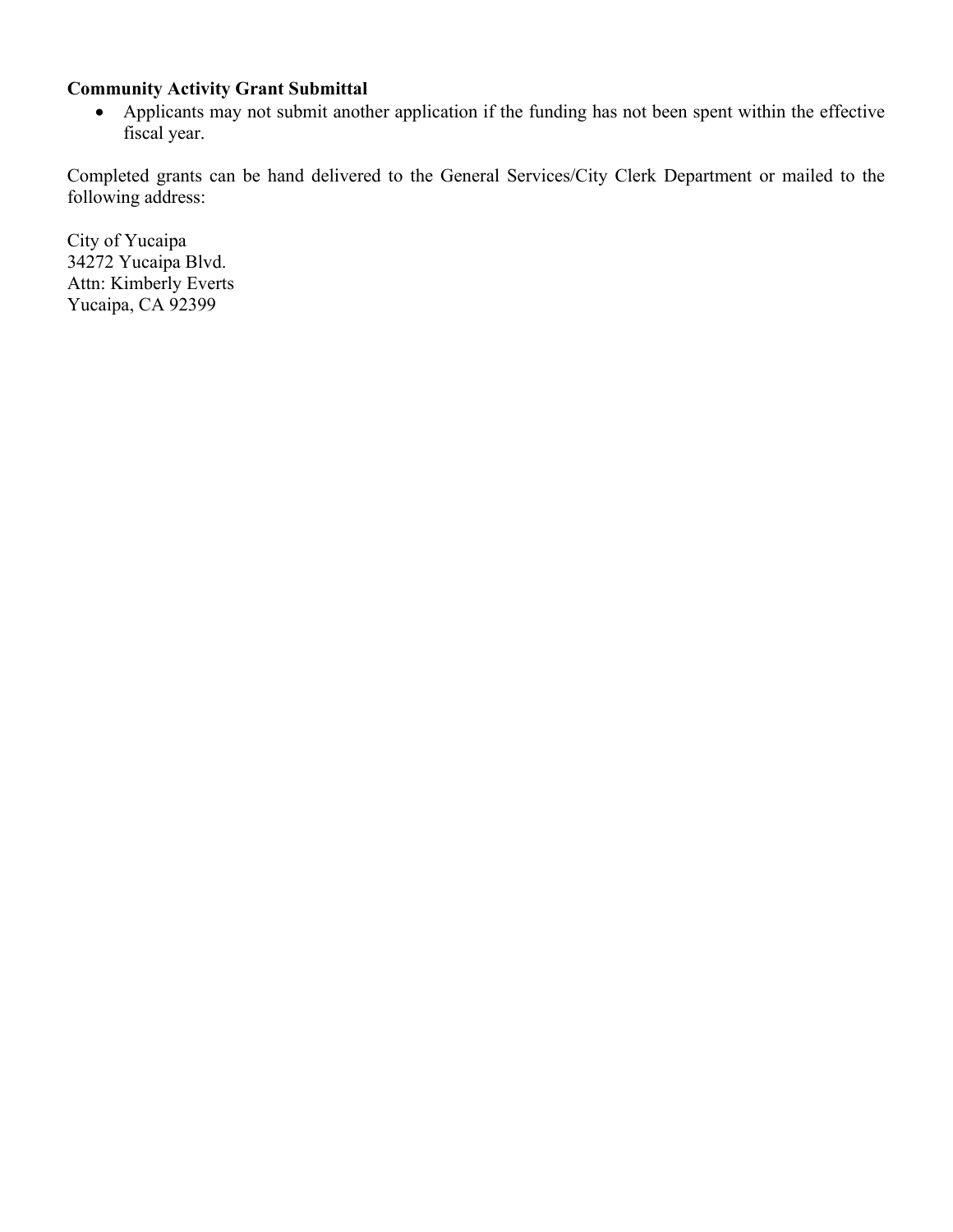**Community Activity Grant Submittal**

- Applicants may not submit another application if the funding has not been spent within the effective fiscal year.

Completed grants can be hand delivered to the General Services/City Clerk Department or mailed to the following address:

City of Yucaipa
34272 Yucaipa Blvd.
Attn: Kimberly Everts
Yucaipa, CA 92399